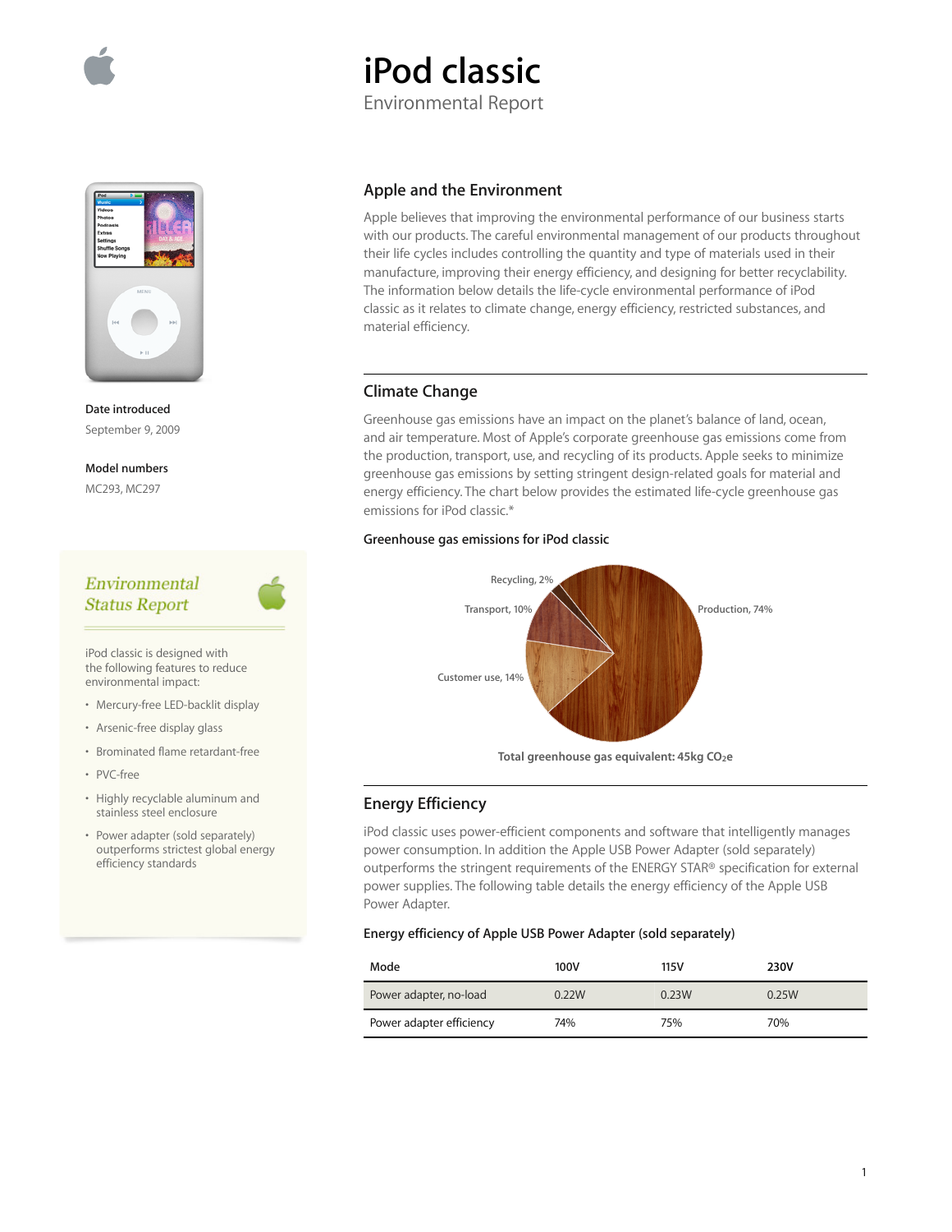# iPod classic

Environmental Report

**Date introduced**

September 9, 2009

**Model numbers**

MC293, MC297

## *Environmental Status Report*

iPod classic is designed with the following features to reduce environmental impact:

- Mercury-free LED-backlit display
- Arsenic-free display glass
- Brominated flame retardant-free
- PVC-free
- Highly recyclable aluminum and stainless steel enclosure
- Power adapter (sold separately) outperforms strictest global energy efficiency standards

## Apple and the Environment

Apple believes that improving the environmental performance of our business starts with our products. The careful environmental management of our products throughout their life cycles includes controlling the quantity and type of materials used in their manufacture, improving their energy efficiency, and designing for better recyclability. The information below details the life-cycle environmental performance of iPod classic as it relates to climate change, energy efficiency, restricted substances, and material efficiency.

## Climate Change

Greenhouse gas emissions have an impact on the planet's balance of land, ocean, and air temperature. Most of Apple's corporate greenhouse gas emissions come from the production, transport, use, and recycling of its products. Apple seeks to minimize greenhouse gas emissions by setting stringent design-related goals for material and energy efficiency. The chart below provides the estimated life-cycle greenhouse gas emissions for iPod classic.*

**Greenhouse gas emissions for iPod classic**

Production, 74%

Customer use, 14%

Transport, 10%

Recycling, 2%

**Total greenhouse gas equivalent: 45kg $CO_2e$**

## Energy Efficiency

iPod classic uses power-efficient components and software that intelligently manages power consumption. In addition the Apple USB Power Adapter (sold separately) outperforms the stringent requirements of the ENERGY STAR® specification for external power supplies. The following table details the energy efficiency of the Apple USB Power Adapter.

**Energy efficiency of Apple USB Power Adapter (sold separately)**

| Mode | 100V | 115V | 230V |
| --- | --- | --- | --- |
| Power adapter, no-load | 0.22W | 0.23W | 0.25W |
| Power adapter efficiency | 74% | 75% | 70% |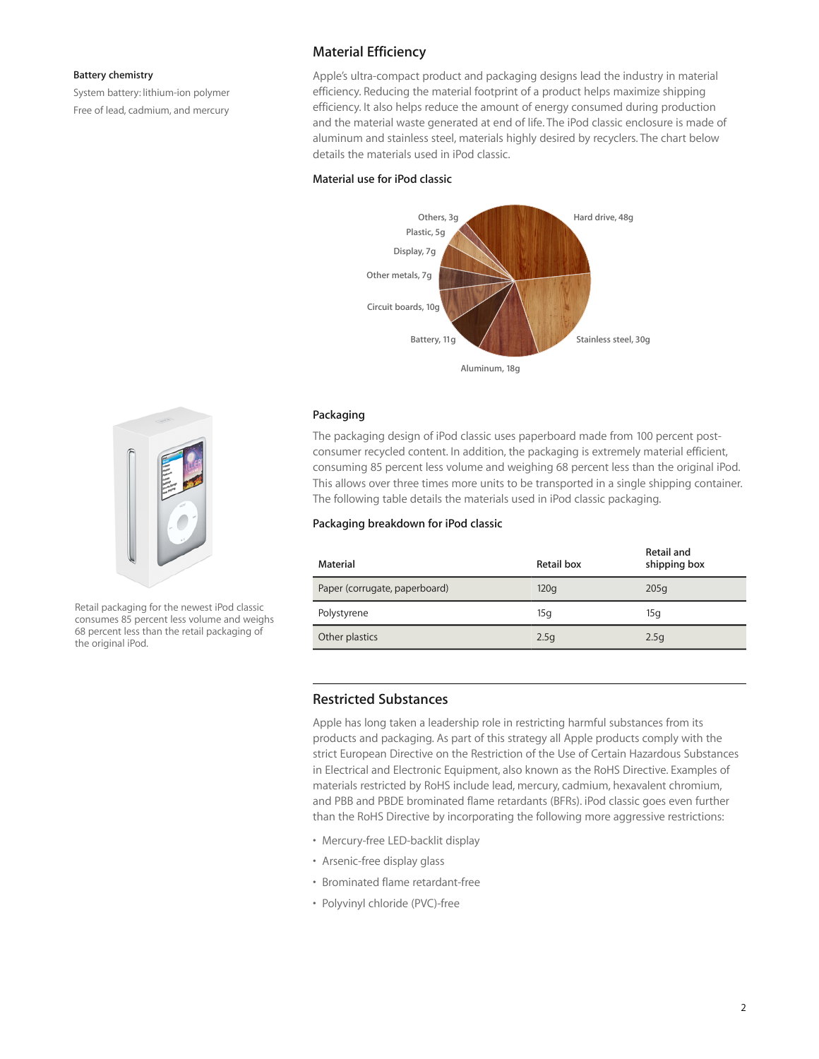**Battery chemistry**

System battery: lithium-ion polymer

Free of lead, cadmium, and mercury

## Material Efficiency

Apple's ultra-compact product and packaging designs lead the industry in material efficiency. Reducing the material footprint of a product helps maximize shipping efficiency. It also helps reduce the amount of energy consumed during production and the material waste generated at end of life. The iPod classic enclosure is made of aluminum and stainless steel, materials highly desired by recyclers. The chart below details the materials used in iPod classic.

### Material use for iPod classic

Hard drive, 48g
Stainless steel, 30g
Aluminum, 18g
Battery, 11g
Circuit boards, 10g
Other metals, 7g
Display, 7g
Plastic, 5g
Others, 3g

### Packaging

The packaging design of iPod classic uses paperboard made from 100 percent post-consumer recycled content. In addition, the packaging is extremely material efficient, consuming 85 percent less volume and weighing 68 percent less than the original iPod. This allows over three times more units to be transported in a single shipping container. The following table details the materials used in iPod classic packaging.

Retail packaging for the newest iPod classic consumes 85 percent less volume and weighs 68 percent less than the retail packaging of the original iPod.

### Packaging breakdown for iPod classic

| Material | Retail box | Retail and shipping box |
|---|---|---|
| Paper (corrugate, paperboard) | 120g | 205g |
| Polystyrene | 15g | 15g |
| Other plastics | 2.5g | 2.5g |

## Restricted Substances

Apple has long taken a leadership role in restricting harmful substances from its products and packaging. As part of this strategy all Apple products comply with the strict European Directive on the Restriction of the Use of Certain Hazardous Substances in Electrical and Electronic Equipment, also known as the RoHS Directive. Examples of materials restricted by RoHS include lead, mercury, cadmium, hexavalent chromium, and PBB and PBDE brominated flame retardants (BFRs). iPod classic goes even further than the RoHS Directive by incorporating the following more aggressive restrictions:

- Mercury-free LED-backlit display
- Arsenic-free display glass
- Brominated flame retardant-free
- Polyvinyl chloride (PVC)-free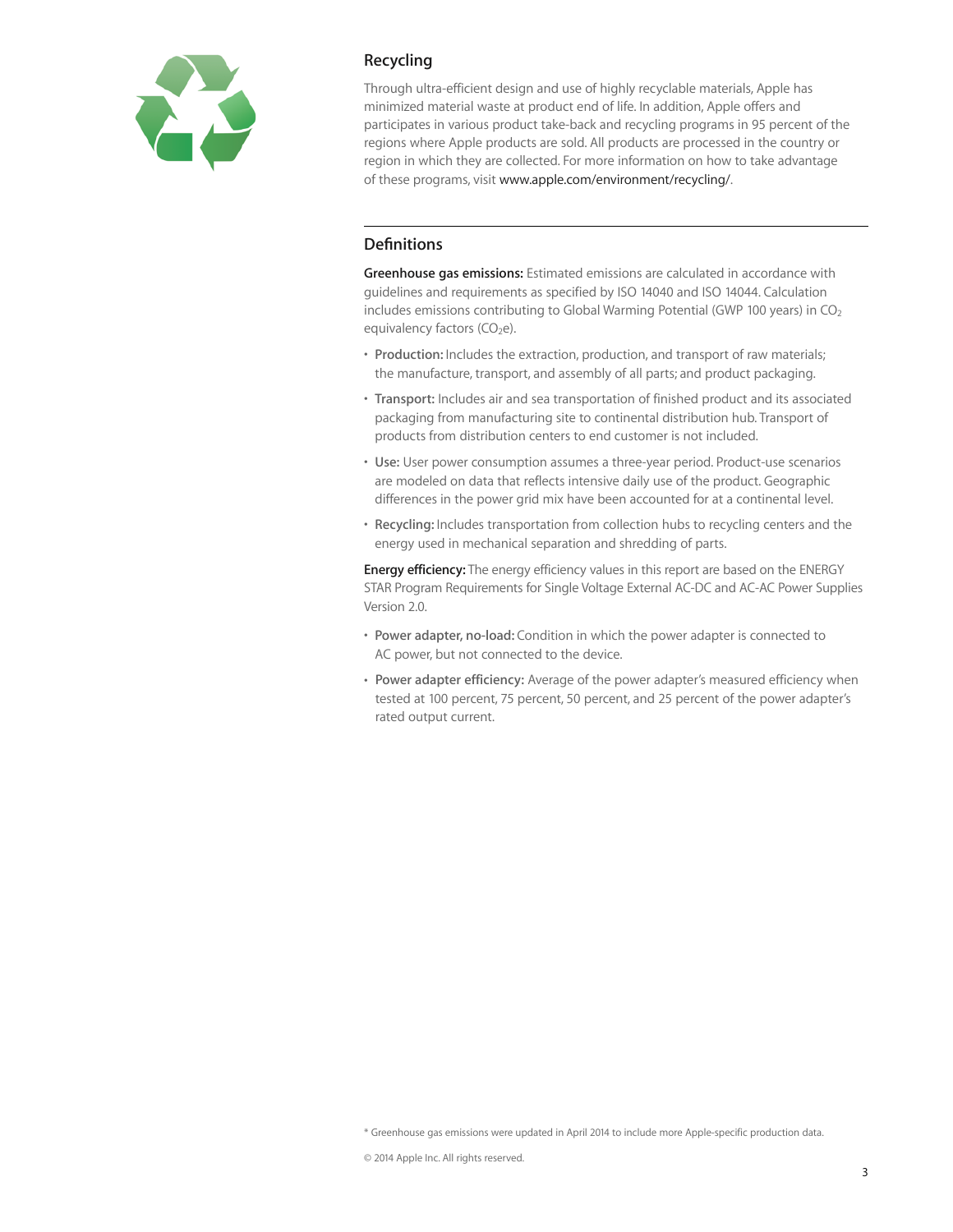## Recycling

Through ultra-efficient design and use of highly recyclable materials, Apple has minimized material waste at product end of life. In addition, Apple offers and participates in various product take-back and recycling programs in 95 percent of the regions where Apple products are sold. All products are processed in the country or region in which they are collected. For more information on how to take advantage of these programs, visit www.apple.com/environment/recycling/.

## Definitions

**Greenhouse gas emissions:** Estimated emissions are calculated in accordance with guidelines and requirements as specified by ISO 14040 and ISO 14044. Calculation includes emissions contributing to Global Warming Potential (GWP 100 years) in $CO_2$ equivalency factors ($CO_2e$).

- **Production:** Includes the extraction, production, and transport of raw materials; the manufacture, transport, and assembly of all parts; and product packaging.
- **Transport:** Includes air and sea transportation of finished product and its associated packaging from manufacturing site to continental distribution hub. Transport of products from distribution centers to end customer is not included.
- **Use:** User power consumption assumes a three-year period. Product-use scenarios are modeled on data that reflects intensive daily use of the product. Geographic differences in the power grid mix have been accounted for at a continental level.
- **Recycling:** Includes transportation from collection hubs to recycling centers and the energy used in mechanical separation and shredding of parts.

**Energy efficiency:** The energy efficiency values in this report are based on the ENERGY STAR Program Requirements for Single Voltage External AC-DC and AC-AC Power Supplies Version 2.0.

- **Power adapter, no-load:** Condition in which the power adapter is connected to AC power, but not connected to the device.
- **Power adapter efficiency:** Average of the power adapter's measured efficiency when tested at 100 percent, 75 percent, 50 percent, and 25 percent of the power adapter's rated output current.

* Greenhouse gas emissions were updated in April 2014 to include more Apple-specific production data.

© 2014 Apple Inc. All rights reserved.